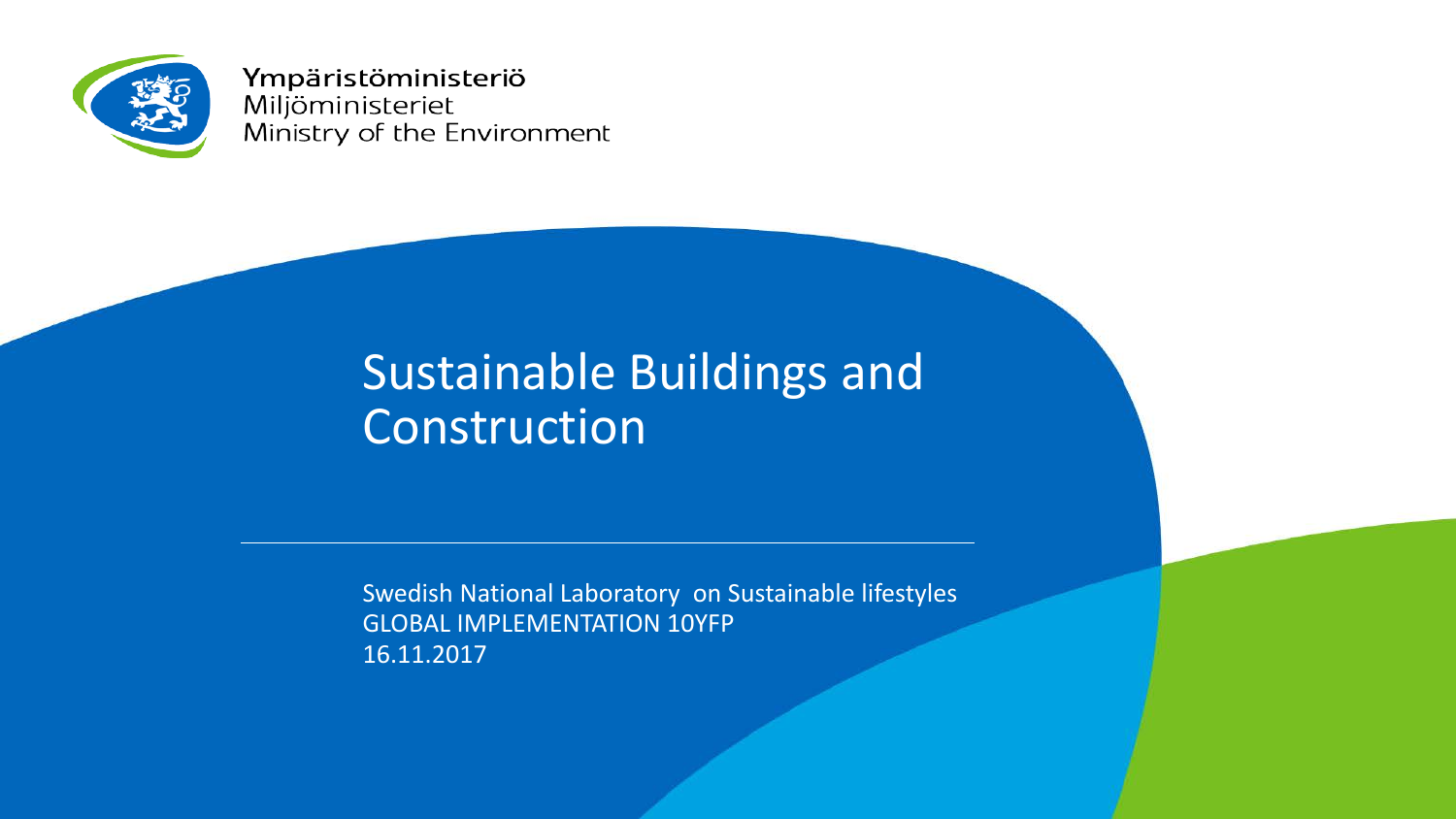Ympäristöministeriö
Miljöministeriet
Ministry of the Environment

# Sustainable Buildings and Construction

Swedish National Laboratory  on Sustainable lifestyles
GLOBAL IMPLEMENTATION 10YFP
16.11.2017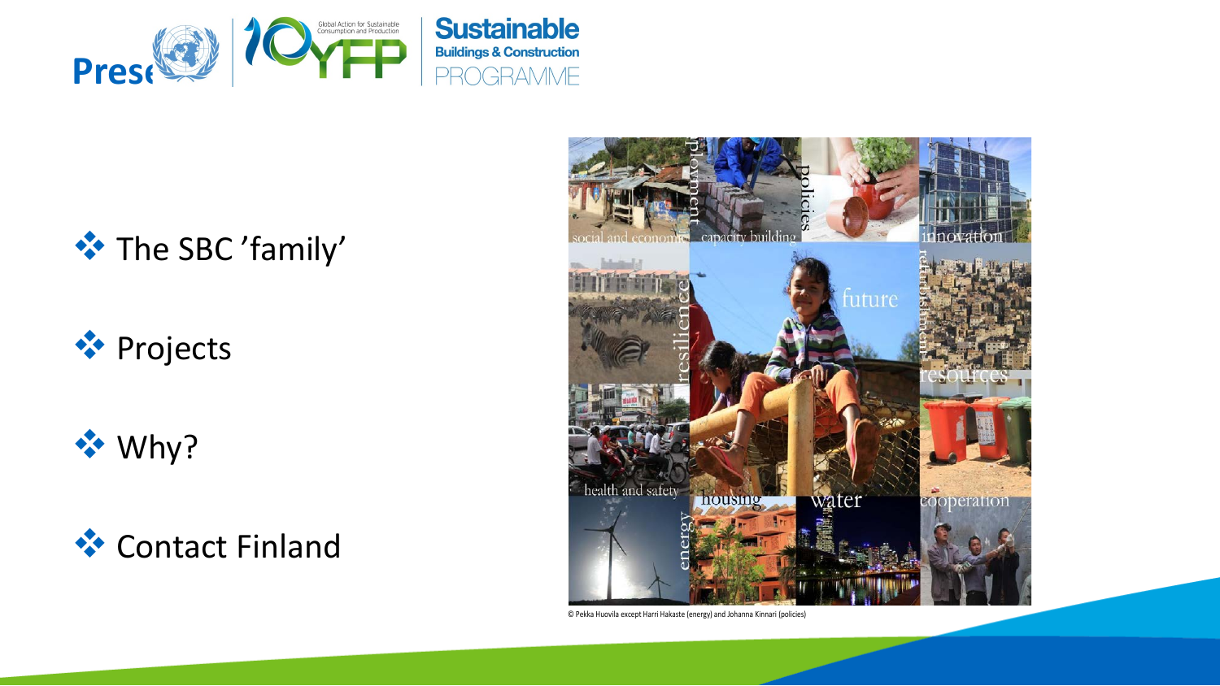Prese

- The SBC ’family’
- Projects
- Why?
- Contact Finland

© Pekka Huovila except Harri Hakaste (energy) and Johanna Kinnari (policies)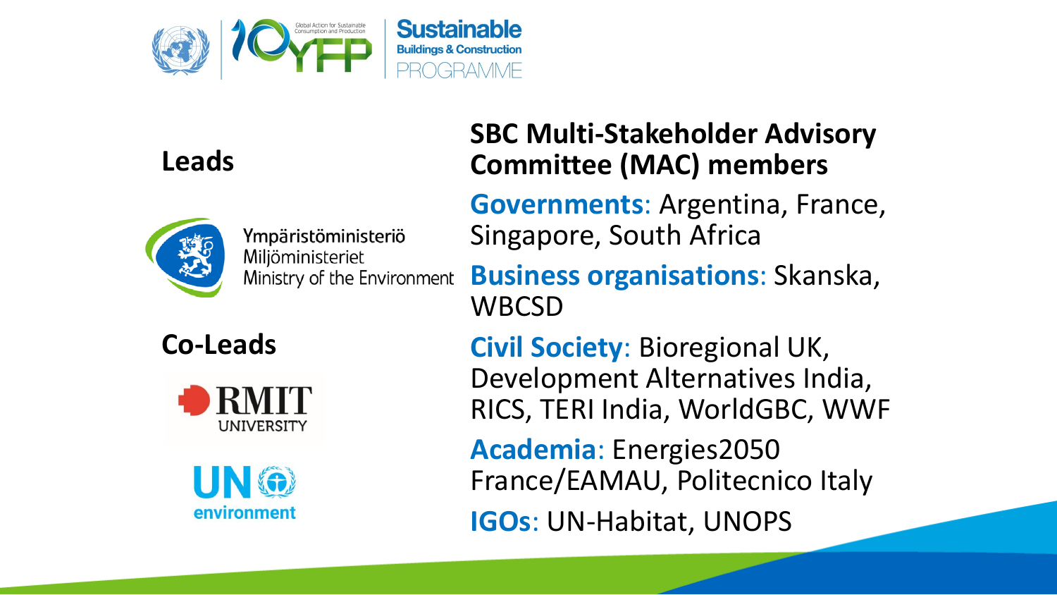Global Action for Sustainable Consumption and Production

10YFP

**Sustainable Buildings & Construction PROGRAMME**

## Leads

Ympäristöministeriö
Miljöministeriet
Ministry of the Environment

## Co-Leads

RMIT UNIVERSITY

UN environment

## SBC Multi-Stakeholder Advisory Committee (MAC) members

**Governments**: Argentina, France, Singapore, South Africa

**Business organisations**: Skanska, WBCSD

**Civil Society**: Bioregional UK, Development Alternatives India, RICS, TERI India, WorldGBC, WWF

**Academia**: Energies2050 France/EAMAU, Politecnico Italy

**IGOs**: UN-Habitat, UNOPS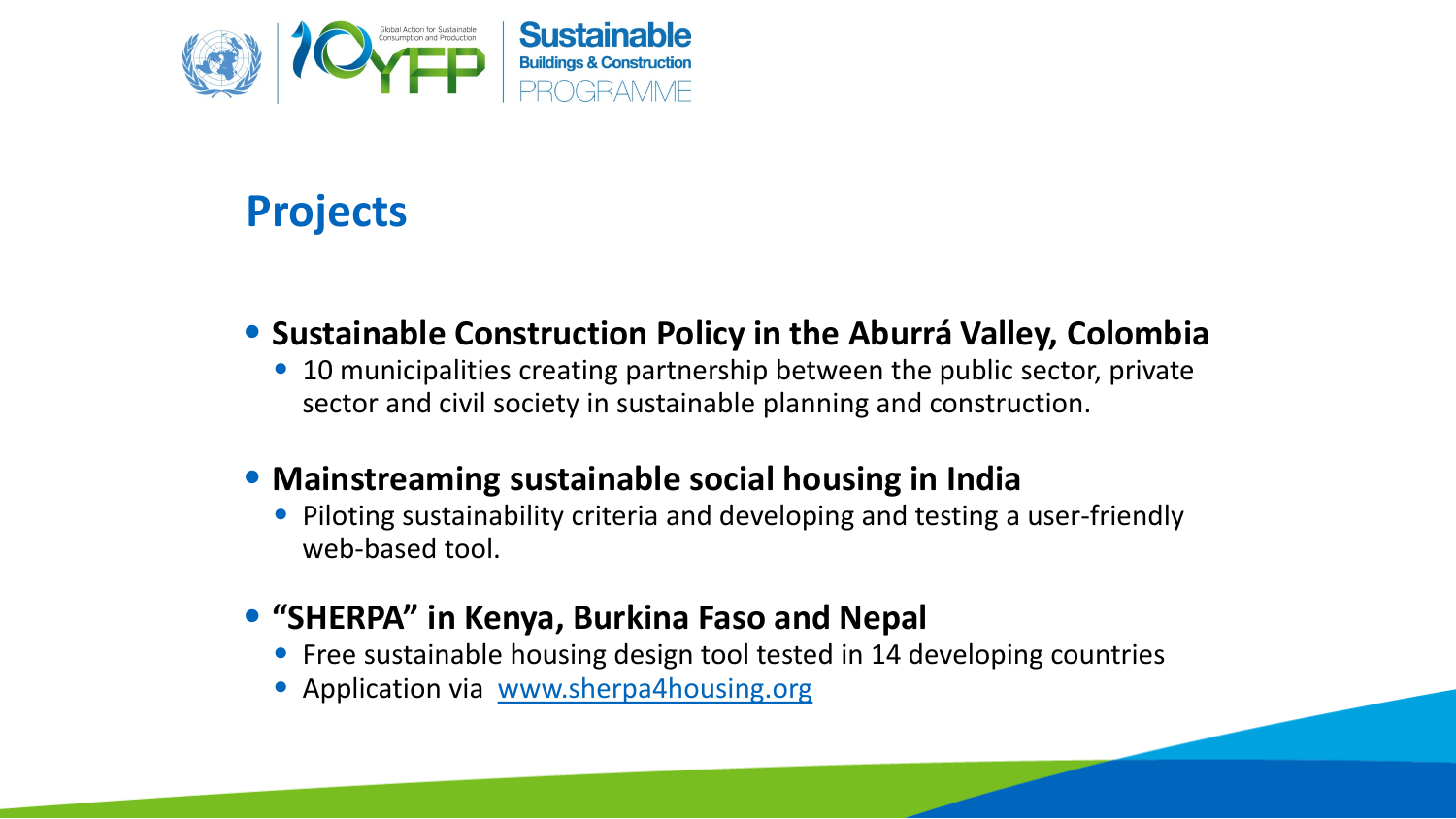## Projects

- **Sustainable Construction Policy in the Aburrá Valley, Colombia**
  - 10 municipalities creating partnership between the public sector, private sector and civil society in sustainable planning and construction.
- **Mainstreaming sustainable social housing in India**
  - Piloting sustainability criteria and developing and testing a user-friendly web-based tool.
- **"SHERPA" in Kenya, Burkina Faso and Nepal**
  - Free sustainable housing design tool tested in 14 developing countries
  - Application via [www.sherpa4housing.org](http://www.sherpa4housing.org)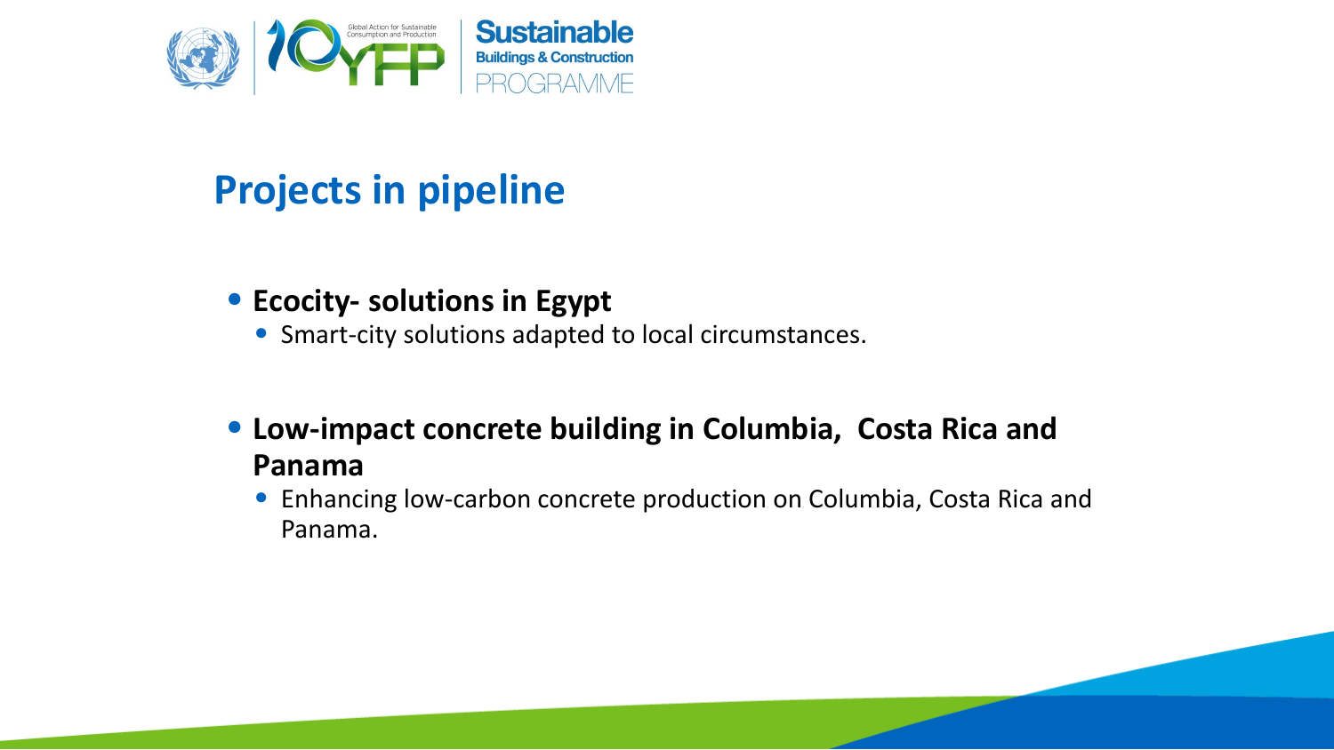# Projects in pipeline

- **Ecocity- solutions in Egypt**
  - Smart-city solutions adapted to local circumstances.
- **Low-impact concrete building in Columbia,  Costa Rica and Panama**
  - Enhancing low-carbon concrete production on Columbia, Costa Rica and Panama.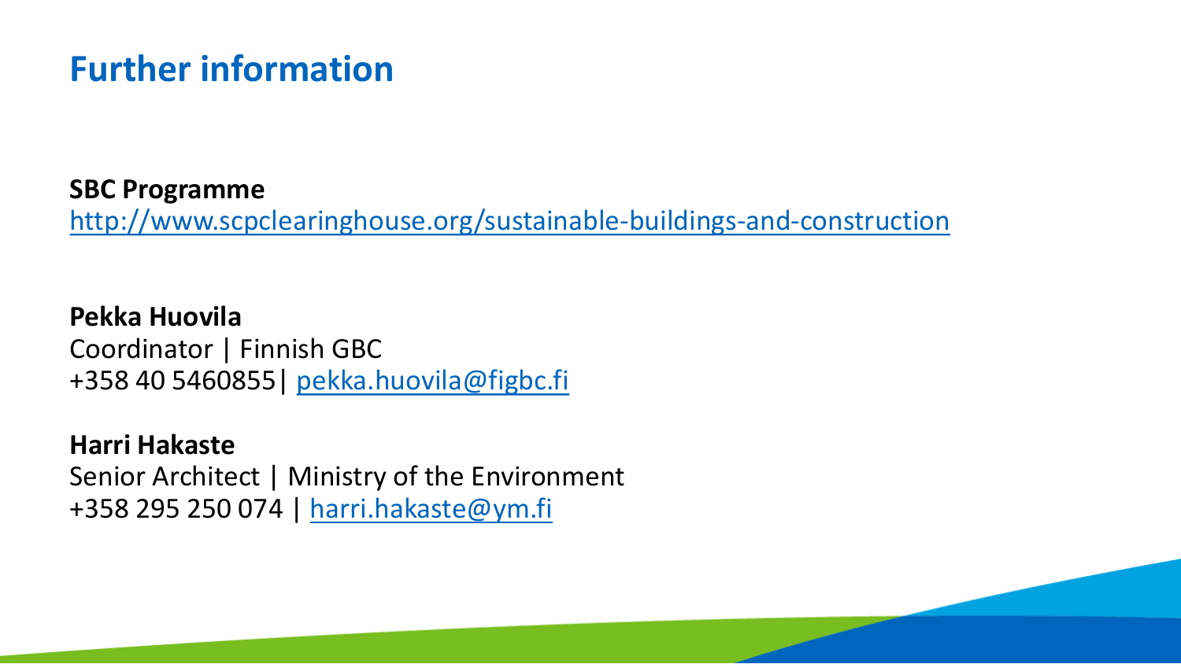# Further information

**SBC Programme**
http://www.scpclearinghouse.org/sustainable-buildings-and-construction

**Pekka Huovila**
Coordinator | Finnish GBC
+358 40 5460855| pekka.huovila@figbc.fi

**Harri Hakaste**
Senior Architect | Ministry of the Environment
+358 295 250 074 | harri.hakaste@ym.fi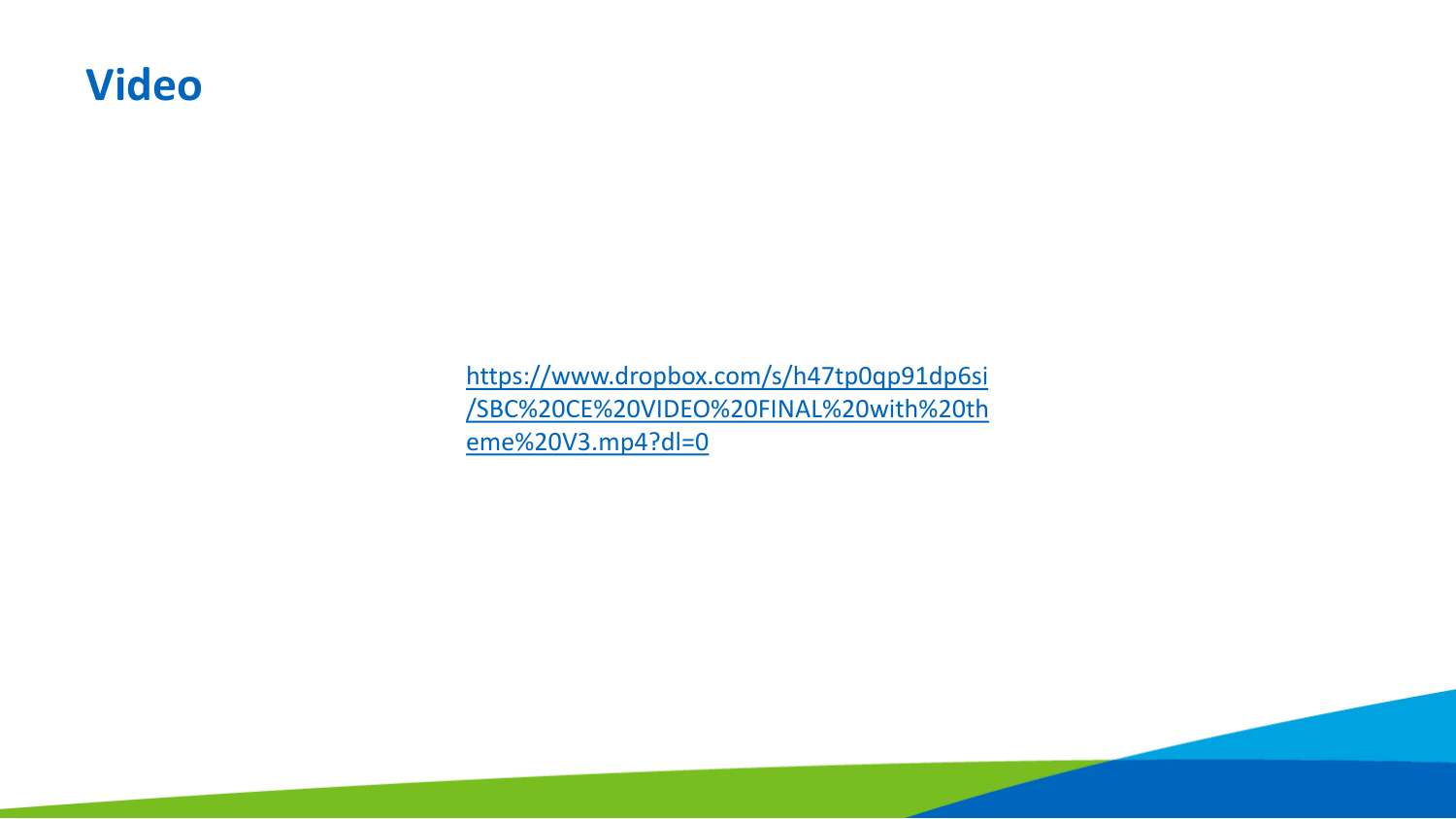# Video

https://www.dropbox.com/s/h47tp0qp91dp6si/SBC%20CE%20VIDEO%20FINAL%20with%20theme%20V3.mp4?dl=0